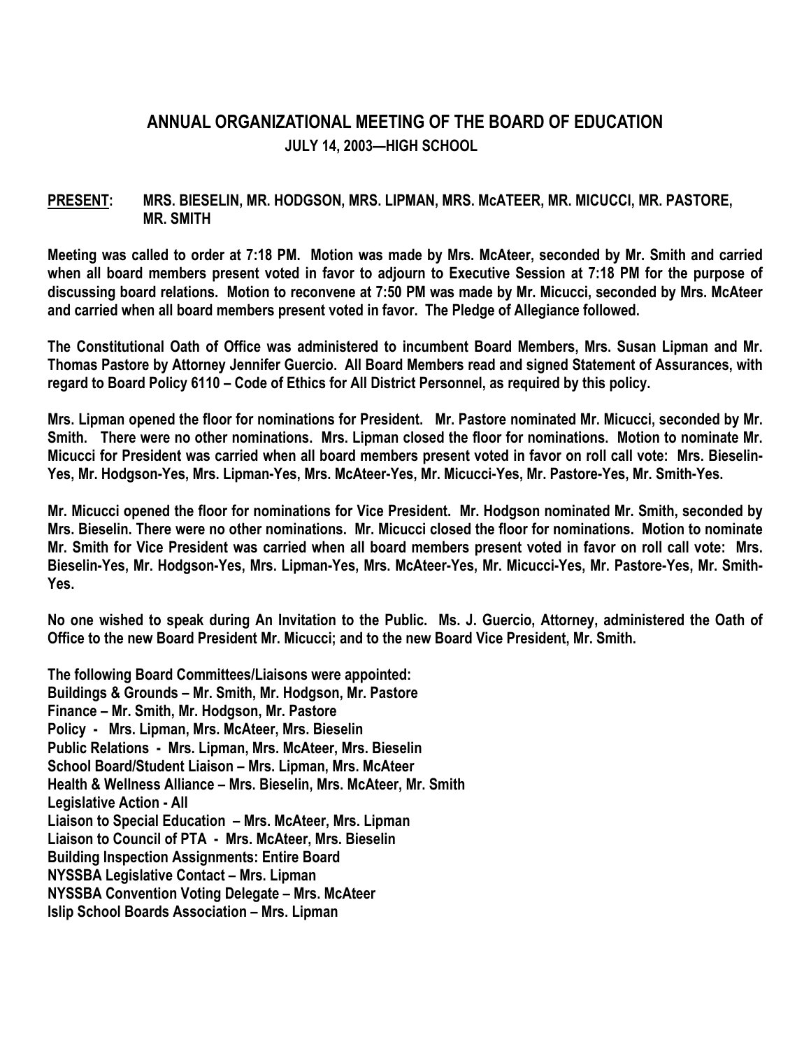# ANNUAL ORGANIZATIONAL MEETING OF THE BOARD OF EDUCATION

## JULY 14, 2003—HIGH SCHOOL

**PRESENT:** MRS. BIESELIN, MR. HODGSON, MRS. LIPMAN, MRS. McATEER, MR. MICUCCI, MR. PASTORE, MR. SMITH

Meeting was called to order at 7:18 PM. Motion was made by Mrs. McAteer, seconded by Mr. Smith and carried when all board members present voted in favor to adjourn to Executive Session at 7:18 PM for the purpose of discussing board relations. Motion to reconvene at 7:50 PM was made by Mr. Micucci, seconded by Mrs. McAteer and carried when all board members present voted in favor. The Pledge of Allegiance followed.

The Constitutional Oath of Office was administered to incumbent Board Members, Mrs. Susan Lipman and Mr. Thomas Pastore by Attorney Jennifer Guercio. All Board Members read and signed Statement of Assurances, with regard to Board Policy 6110 – Code of Ethics for All District Personnel, as required by this policy.

Mrs. Lipman opened the floor for nominations for President. Mr. Pastore nominated Mr. Micucci, seconded by Mr. Smith. There were no other nominations. Mrs. Lipman closed the floor for nominations. Motion to nominate Mr. Micucci for President was carried when all board members present voted in favor on roll call vote: Mrs. Bieselin-Yes, Mr. Hodgson-Yes, Mrs. Lipman-Yes, Mrs. McAteer-Yes, Mr. Micucci-Yes, Mr. Pastore-Yes, Mr. Smith-Yes.

Mr. Micucci opened the floor for nominations for Vice President. Mr. Hodgson nominated Mr. Smith, seconded by Mrs. Bieselin. There were no other nominations. Mr. Micucci closed the floor for nominations. Motion to nominate Mr. Smith for Vice President was carried when all board members present voted in favor on roll call vote: Mrs. Bieselin-Yes, Mr. Hodgson-Yes, Mrs. Lipman-Yes, Mrs. McAteer-Yes, Mr. Micucci-Yes, Mr. Pastore-Yes, Mr. Smith-Yes.

No one wished to speak during An Invitation to the Public. Ms. J. Guercio, Attorney, administered the Oath of Office to the new Board President Mr. Micucci; and to the new Board Vice President, Mr. Smith.

The following Board Committees/Liaisons were appointed:
Buildings & Grounds – Mr. Smith, Mr. Hodgson, Mr. Pastore
Finance – Mr. Smith, Mr. Hodgson, Mr. Pastore
Policy - Mrs. Lipman, Mrs. McAteer, Mrs. Bieselin
Public Relations - Mrs. Lipman, Mrs. McAteer, Mrs. Bieselin
School Board/Student Liaison – Mrs. Lipman, Mrs. McAteer
Health & Wellness Alliance – Mrs. Bieselin, Mrs. McAteer, Mr. Smith
Legislative Action - All
Liaison to Special Education – Mrs. McAteer, Mrs. Lipman
Liaison to Council of PTA - Mrs. McAteer, Mrs. Bieselin
Building Inspection Assignments: Entire Board
NYSSBA Legislative Contact – Mrs. Lipman
NYSSBA Convention Voting Delegate – Mrs. McAteer
Islip School Boards Association – Mrs. Lipman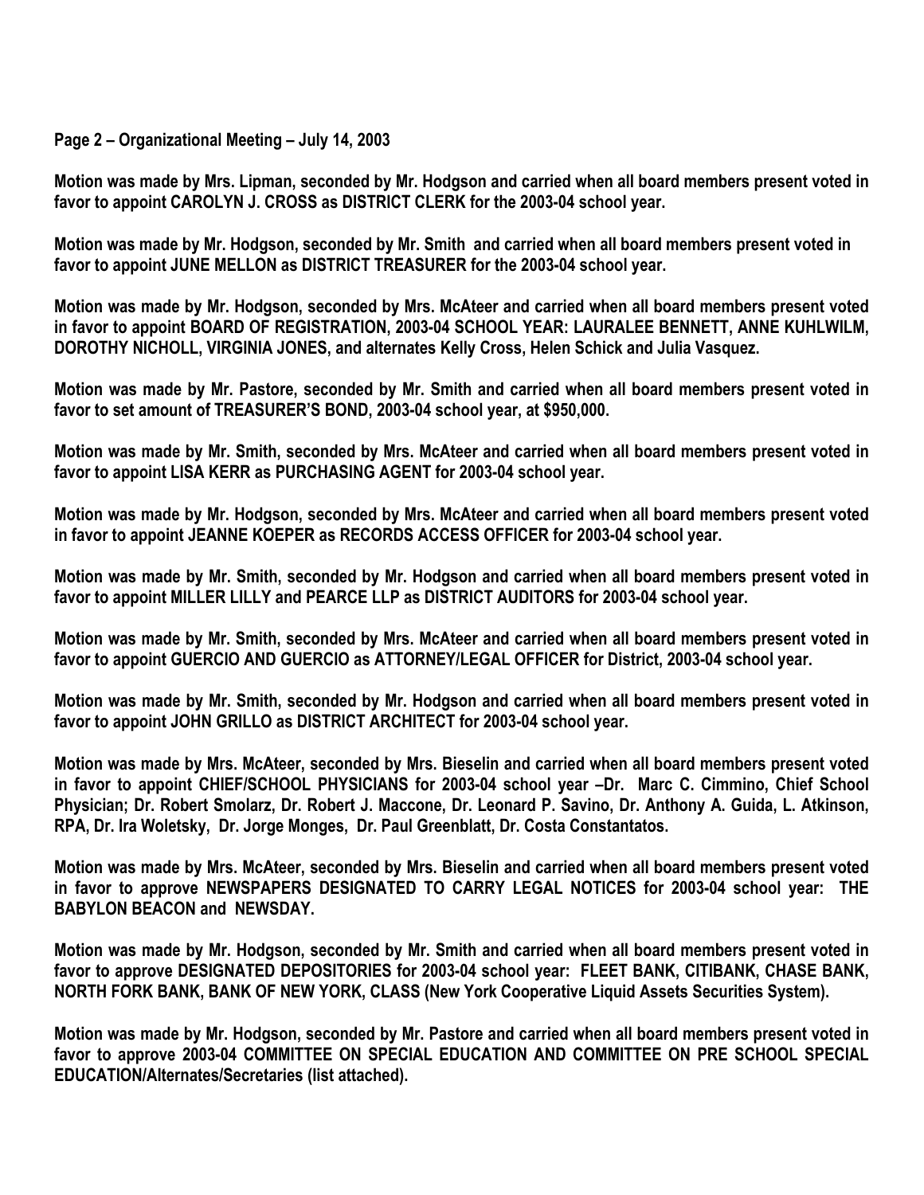**Page 2 – Organizational Meeting – July 14, 2003**

**Motion was made by Mrs. Lipman, seconded by Mr. Hodgson and carried when all board members present voted in favor to appoint CAROLYN J. CROSS as DISTRICT CLERK for the 2003-04 school year.**

**Motion was made by Mr. Hodgson, seconded by Mr. Smith and carried when all board members present voted in favor to appoint JUNE MELLON as DISTRICT TREASURER for the 2003-04 school year.**

**Motion was made by Mr. Hodgson, seconded by Mrs. McAteer and carried when all board members present voted in favor to appoint BOARD OF REGISTRATION, 2003-04 SCHOOL YEAR: LAURALEE BENNETT, ANNE KUHLWILM, DOROTHY NICHOLL, VIRGINIA JONES, and alternates Kelly Cross, Helen Schick and Julia Vasquez.**

**Motion was made by Mr. Pastore, seconded by Mr. Smith and carried when all board members present voted in favor to set amount of TREASURER'S BOND, 2003-04 school year, at $950,000.**

**Motion was made by Mr. Smith, seconded by Mrs. McAteer and carried when all board members present voted in favor to appoint LISA KERR as PURCHASING AGENT for 2003-04 school year.**

**Motion was made by Mr. Hodgson, seconded by Mrs. McAteer and carried when all board members present voted in favor to appoint JEANNE KOEPER as RECORDS ACCESS OFFICER for 2003-04 school year.**

**Motion was made by Mr. Smith, seconded by Mr. Hodgson and carried when all board members present voted in favor to appoint MILLER LILLY and PEARCE LLP as DISTRICT AUDITORS for 2003-04 school year.**

**Motion was made by Mr. Smith, seconded by Mrs. McAteer and carried when all board members present voted in favor to appoint GUERCIO AND GUERCIO as ATTORNEY/LEGAL OFFICER for District, 2003-04 school year.**

**Motion was made by Mr. Smith, seconded by Mr. Hodgson and carried when all board members present voted in favor to appoint JOHN GRILLO as DISTRICT ARCHITECT for 2003-04 school year.**

**Motion was made by Mrs. McAteer, seconded by Mrs. Bieselin and carried when all board members present voted in favor to appoint CHIEF/SCHOOL PHYSICIANS for 2003-04 school year –Dr. Marc C. Cimmino, Chief School Physician; Dr. Robert Smolarz, Dr. Robert J. Maccone, Dr. Leonard P. Savino, Dr. Anthony A. Guida, L. Atkinson, RPA, Dr. Ira Woletsky, Dr. Jorge Monges, Dr. Paul Greenblatt, Dr. Costa Constantatos.**

**Motion was made by Mrs. McAteer, seconded by Mrs. Bieselin and carried when all board members present voted in favor to approve NEWSPAPERS DESIGNATED TO CARRY LEGAL NOTICES for 2003-04 school year: THE BABYLON BEACON and NEWSDAY.**

**Motion was made by Mr. Hodgson, seconded by Mr. Smith and carried when all board members present voted in favor to approve DESIGNATED DEPOSITORIES for 2003-04 school year: FLEET BANK, CITIBANK, CHASE BANK, NORTH FORK BANK, BANK OF NEW YORK, CLASS (New York Cooperative Liquid Assets Securities System).**

**Motion was made by Mr. Hodgson, seconded by Mr. Pastore and carried when all board members present voted in favor to approve 2003-04 COMMITTEE ON SPECIAL EDUCATION AND COMMITTEE ON PRE SCHOOL SPECIAL EDUCATION/Alternates/Secretaries (list attached).**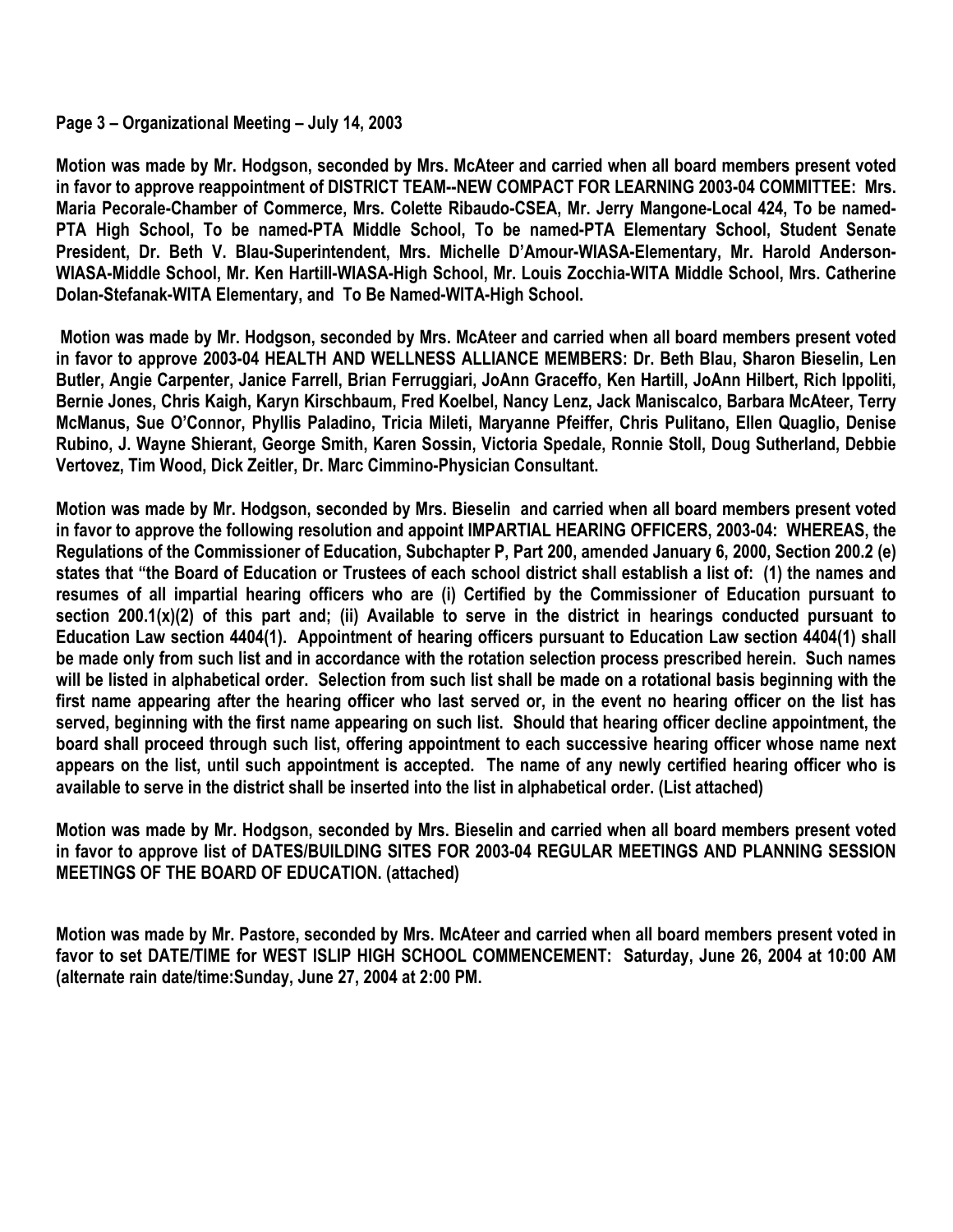**Page 3 – Organizational Meeting – July 14, 2003**

**Motion was made by Mr. Hodgson, seconded by Mrs. McAteer and carried when all board members present voted in favor to approve reappointment of DISTRICT TEAM--NEW COMPACT FOR LEARNING 2003-04 COMMITTEE: Mrs. Maria Pecorale-Chamber of Commerce, Mrs. Colette Ribaudo-CSEA, Mr. Jerry Mangone-Local 424, To be named-PTA High School, To be named-PTA Middle School, To be named-PTA Elementary School, Student Senate President, Dr. Beth V. Blau-Superintendent, Mrs. Michelle D'Amour-WIASA-Elementary, Mr. Harold Anderson-WIASA-Middle School, Mr. Ken Hartill-WIASA-High School, Mr. Louis Zocchia-WITA Middle School, Mrs. Catherine Dolan-Stefanak-WITA Elementary, and To Be Named-WITA-High School.**

**Motion was made by Mr. Hodgson, seconded by Mrs. McAteer and carried when all board members present voted in favor to approve 2003-04 HEALTH AND WELLNESS ALLIANCE MEMBERS: Dr. Beth Blau, Sharon Bieselin, Len Butler, Angie Carpenter, Janice Farrell, Brian Ferruggiari, JoAnn Graceffo, Ken Hartill, JoAnn Hilbert, Rich Ippoliti, Bernie Jones, Chris Kaigh, Karyn Kirschbaum, Fred Koelbel, Nancy Lenz, Jack Maniscalco, Barbara McAteer, Terry McManus, Sue O'Connor, Phyllis Paladino, Tricia Mileti, Maryanne Pfeiffer, Chris Pulitano, Ellen Quaglio, Denise Rubino, J. Wayne Shierant, George Smith, Karen Sossin, Victoria Spedale, Ronnie Stoll, Doug Sutherland, Debbie Vertovez, Tim Wood, Dick Zeitler, Dr. Marc Cimmino-Physician Consultant.**

**Motion was made by Mr. Hodgson, seconded by Mrs. Bieselin and carried when all board members present voted in favor to approve the following resolution and appoint IMPARTIAL HEARING OFFICERS, 2003-04: WHEREAS, the Regulations of the Commissioner of Education, Subchapter P, Part 200, amended January 6, 2000, Section 200.2 (e) states that "the Board of Education or Trustees of each school district shall establish a list of: (1) the names and resumes of all impartial hearing officers who are (i) Certified by the Commissioner of Education pursuant to section 200.1(x)(2) of this part and; (ii) Available to serve in the district in hearings conducted pursuant to Education Law section 4404(1). Appointment of hearing officers pursuant to Education Law section 4404(1) shall be made only from such list and in accordance with the rotation selection process prescribed herein. Such names will be listed in alphabetical order. Selection from such list shall be made on a rotational basis beginning with the first name appearing after the hearing officer who last served or, in the event no hearing officer on the list has served, beginning with the first name appearing on such list. Should that hearing officer decline appointment, the board shall proceed through such list, offering appointment to each successive hearing officer whose name next appears on the list, until such appointment is accepted. The name of any newly certified hearing officer who is available to serve in the district shall be inserted into the list in alphabetical order. (List attached)**

**Motion was made by Mr. Hodgson, seconded by Mrs. Bieselin and carried when all board members present voted in favor to approve list of DATES/BUILDING SITES FOR 2003-04 REGULAR MEETINGS AND PLANNING SESSION MEETINGS OF THE BOARD OF EDUCATION. (attached)**

**Motion was made by Mr. Pastore, seconded by Mrs. McAteer and carried when all board members present voted in favor to set DATE/TIME for WEST ISLIP HIGH SCHOOL COMMENCEMENT: Saturday, June 26, 2004 at 10:00 AM (alternate rain date/time:Sunday, June 27, 2004 at 2:00 PM.**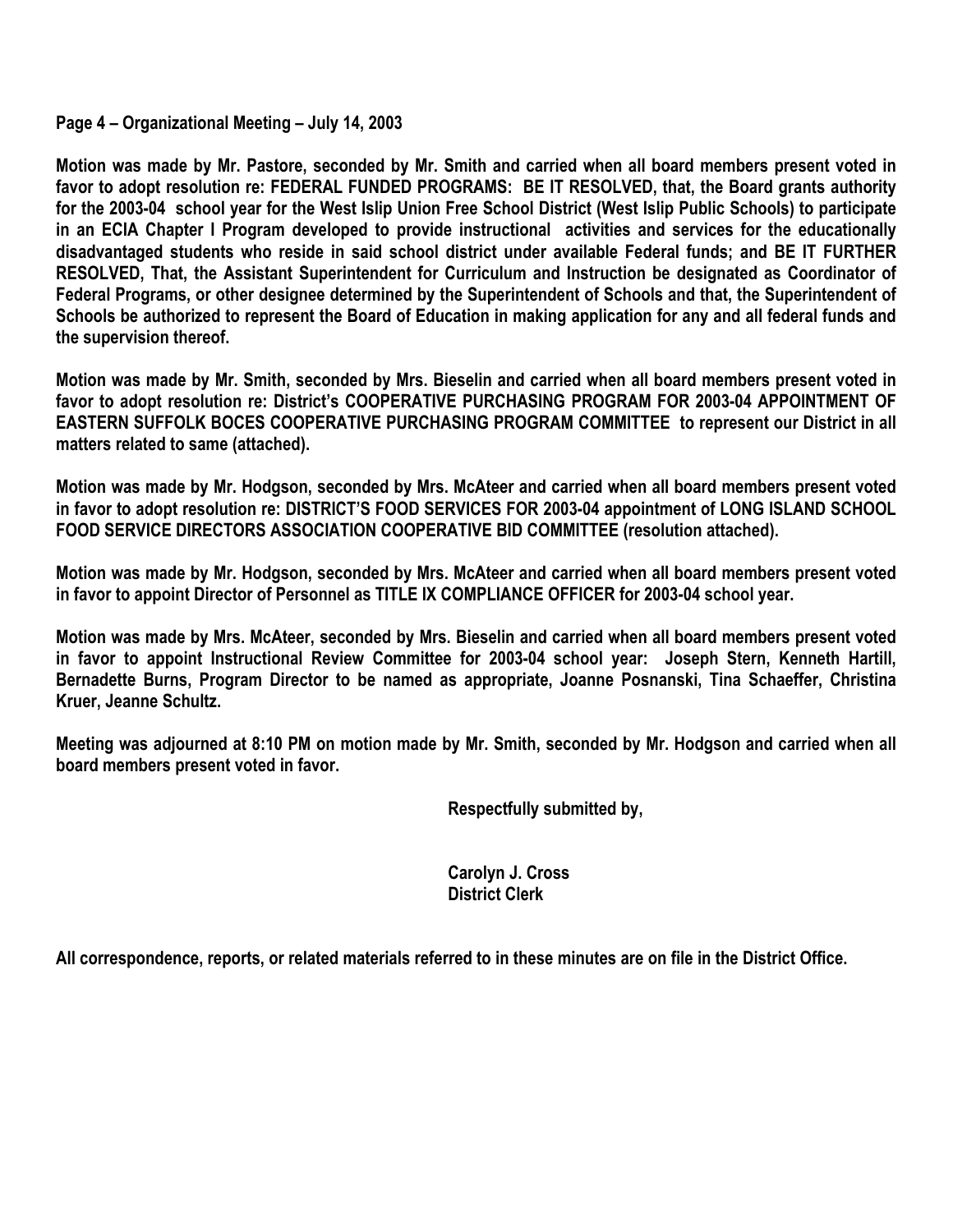**Page 4 – Organizational Meeting – July 14, 2003**

**Motion was made by Mr. Pastore, seconded by Mr. Smith and carried when all board members present voted in favor to adopt resolution re: FEDERAL FUNDED PROGRAMS: BE IT RESOLVED, that, the Board grants authority for the 2003-04 school year for the West Islip Union Free School District (West Islip Public Schools) to participate in an ECIA Chapter I Program developed to provide instructional activities and services for the educationally disadvantaged students who reside in said school district under available Federal funds; and BE IT FURTHER RESOLVED, That, the Assistant Superintendent for Curriculum and Instruction be designated as Coordinator of Federal Programs, or other designee determined by the Superintendent of Schools and that, the Superintendent of Schools be authorized to represent the Board of Education in making application for any and all federal funds and the supervision thereof.**

**Motion was made by Mr. Smith, seconded by Mrs. Bieselin and carried when all board members present voted in favor to adopt resolution re: District's COOPERATIVE PURCHASING PROGRAM FOR 2003-04 APPOINTMENT OF EASTERN SUFFOLK BOCES COOPERATIVE PURCHASING PROGRAM COMMITTEE to represent our District in all matters related to same (attached).**

**Motion was made by Mr. Hodgson, seconded by Mrs. McAteer and carried when all board members present voted in favor to adopt resolution re: DISTRICT'S FOOD SERVICES FOR 2003-04 appointment of LONG ISLAND SCHOOL FOOD SERVICE DIRECTORS ASSOCIATION COOPERATIVE BID COMMITTEE (resolution attached).**

**Motion was made by Mr. Hodgson, seconded by Mrs. McAteer and carried when all board members present voted in favor to appoint Director of Personnel as TITLE IX COMPLIANCE OFFICER for 2003-04 school year.**

**Motion was made by Mrs. McAteer, seconded by Mrs. Bieselin and carried when all board members present voted in favor to appoint Instructional Review Committee for 2003-04 school year: Joseph Stern, Kenneth Hartill, Bernadette Burns, Program Director to be named as appropriate, Joanne Posnanski, Tina Schaeffer, Christina Kruer, Jeanne Schultz.**

**Meeting was adjourned at 8:10 PM on motion made by Mr. Smith, seconded by Mr. Hodgson and carried when all board members present voted in favor.**

**Respectfully submitted by,**

**Carolyn J. Cross**
**District Clerk**

**All correspondence, reports, or related materials referred to in these minutes are on file in the District Office.**